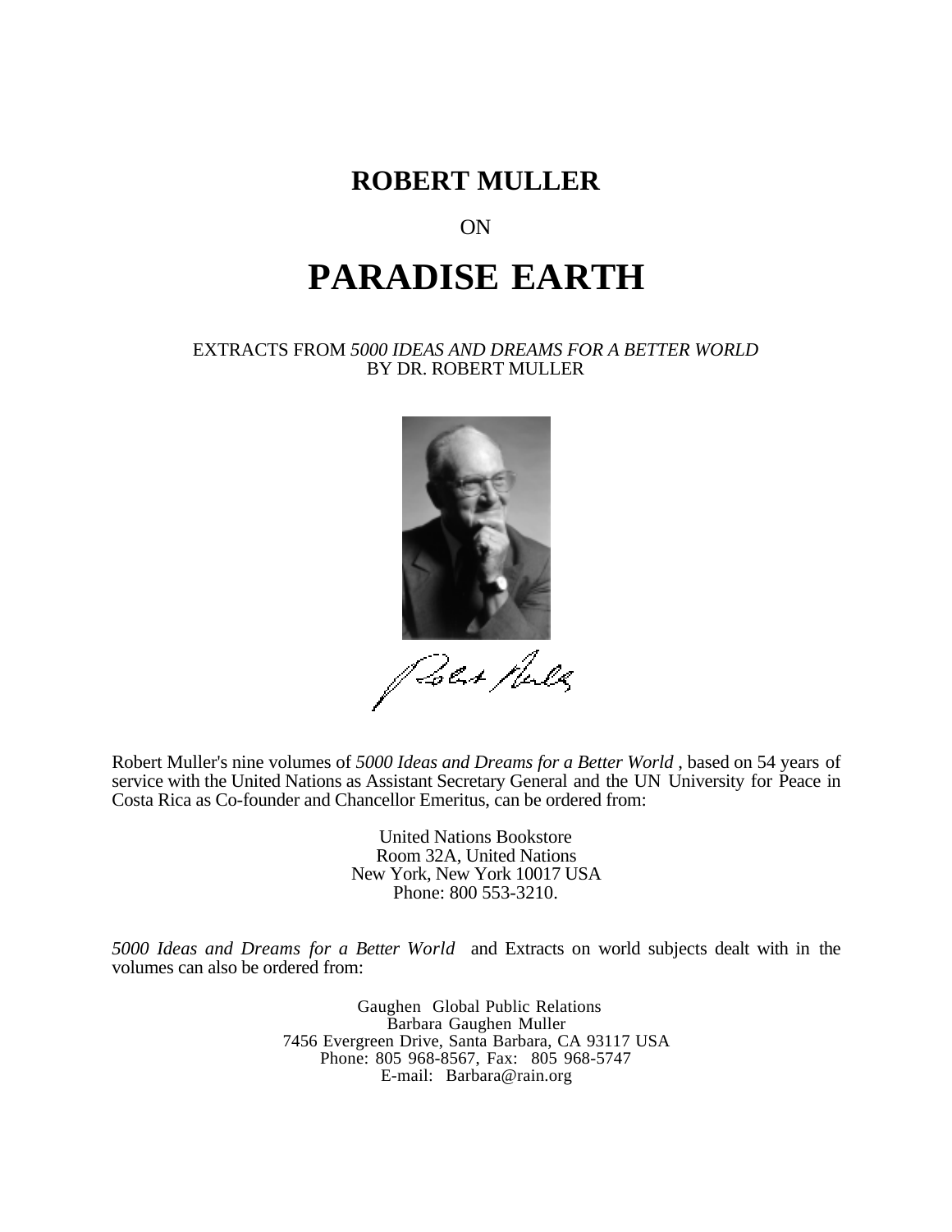# ROBERT MULLER

ON

# PARADISE EARTH

EXTRACTS FROM *5000 IDEAS AND DREAMS FOR A BETTER WORLD*
BY DR. ROBERT MULLER

Robert Muller's nine volumes of *5000 Ideas and Dreams for a Better World* , based on 54 years of service with the United Nations as Assistant Secretary General and the UN University for Peace in Costa Rica as Co-founder and Chancellor Emeritus, can be ordered from:

United Nations Bookstore
Room 32A, United Nations
New York, New York 10017 USA
Phone: 800 553-3210.

*5000 Ideas and Dreams for a Better World* and Extracts on world subjects dealt with in the volumes can also be ordered from:

Gaughen Global Public Relations
Barbara Gaughen Muller
7456 Evergreen Drive, Santa Barbara, CA 93117 USA
Phone: 805 968-8567, Fax: 805 968-5747
E-mail: Barbara@rain.org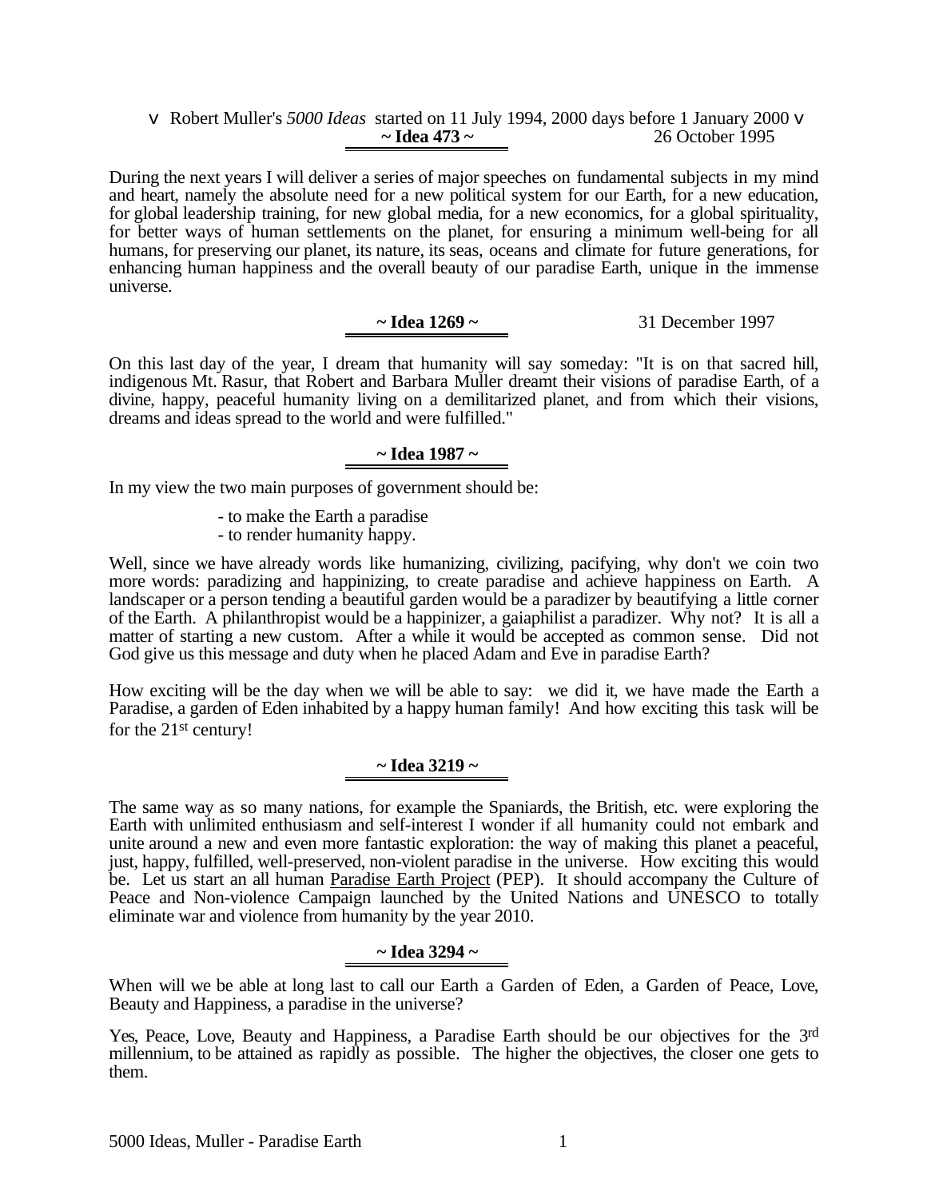v Robert Muller's *5000 Ideas* started on 11 July 1994, 2000 days before 1 January 2000 v

**~ Idea 473 ~** 26 October 1995

During the next years I will deliver a series of major speeches on fundamental subjects in my mind and heart, namely the absolute need for a new political system for our Earth, for a new education, for global leadership training, for new global media, for a new economics, for a global spirituality, for better ways of human settlements on the planet, for ensuring a minimum well-being for all humans, for preserving our planet, its nature, its seas, oceans and climate for future generations, for enhancing human happiness and the overall beauty of our paradise Earth, unique in the immense universe.

**~ Idea 1269 ~** 31 December 1997

On this last day of the year, I dream that humanity will say someday: "It is on that sacred hill, indigenous Mt. Rasur, that Robert and Barbara Muller dreamt their visions of paradise Earth, of a divine, happy, peaceful humanity living on a demilitarized planet, and from which their visions, dreams and ideas spread to the world and were fulfilled."

**~ Idea 1987 ~**

In my view the two main purposes of government should be:

- to make the Earth a paradise
- to render humanity happy.

Well, since we have already words like humanizing, civilizing, pacifying, why don't we coin two more words: paradizing and happinizing, to create paradise and achieve happiness on Earth. A landscaper or a person tending a beautiful garden would be a paradizer by beautifying a little corner of the Earth. A philanthropist would be a happinizer, a gaiaphilist a paradizer. Why not? It is all a matter of starting a new custom. After a while it would be accepted as common sense. Did not God give us this message and duty when he placed Adam and Eve in paradise Earth?

How exciting will be the day when we will be able to say: we did it, we have made the Earth a Paradise, a garden of Eden inhabited by a happy human family! And how exciting this task will be for the 21st century!

**~ Idea 3219 ~**

The same way as so many nations, for example the Spaniards, the British, etc. were exploring the Earth with unlimited enthusiasm and self-interest I wonder if all humanity could not embark and unite around a new and even more fantastic exploration: the way of making this planet a peaceful, just, happy, fulfilled, well-preserved, non-violent paradise in the universe. How exciting this would be. Let us start an all human Paradise Earth Project (PEP). It should accompany the Culture of Peace and Non-violence Campaign launched by the United Nations and UNESCO to totally eliminate war and violence from humanity by the year 2010.

**~ Idea 3294 ~**

When will we be able at long last to call our Earth a Garden of Eden, a Garden of Peace, Love, Beauty and Happiness, a paradise in the universe?

Yes, Peace, Love, Beauty and Happiness, a Paradise Earth should be our objectives for the 3rd millennium, to be attained as rapidly as possible. The higher the objectives, the closer one gets to them.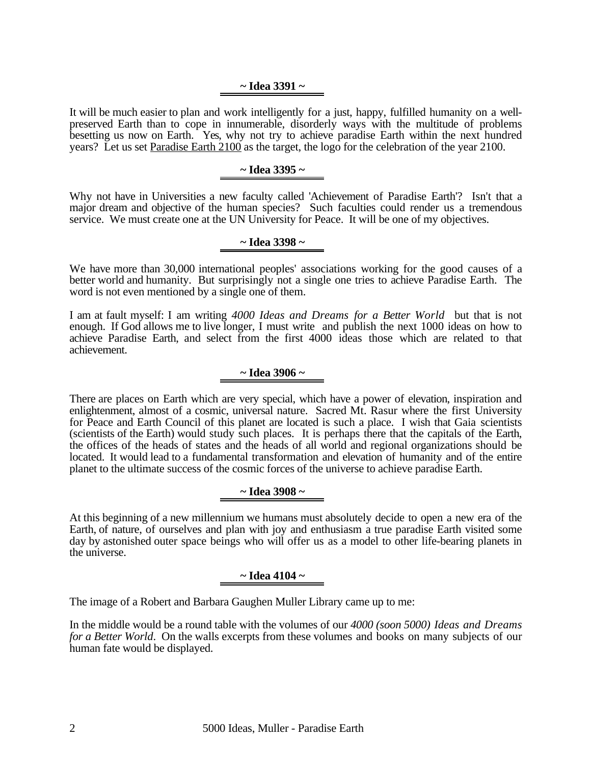## ~ Idea 3391 ~

It will be much easier to plan and work intelligently for a just, happy, fulfilled humanity on a well-preserved Earth than to cope in innumerable, disorderly ways with the multitude of problems besetting us now on Earth. Yes, why not try to achieve paradise Earth within the next hundred years? Let us set Paradise Earth 2100 as the target, the logo for the celebration of the year 2100.

## ~ Idea 3395 ~

Why not have in Universities a new faculty called 'Achievement of Paradise Earth'? Isn't that a major dream and objective of the human species? Such faculties could render us a tremendous service. We must create one at the UN University for Peace. It will be one of my objectives.

## ~ Idea 3398 ~

We have more than 30,000 international peoples' associations working for the good causes of a better world and humanity. But surprisingly not a single one tries to achieve Paradise Earth. The word is not even mentioned by a single one of them.

I am at fault myself: I am writing *4000 Ideas and Dreams for a Better World* but that is not enough. If God allows me to live longer, I must write and publish the next 1000 ideas on how to achieve Paradise Earth, and select from the first 4000 ideas those which are related to that achievement.

## ~ Idea 3906 ~

There are places on Earth which are very special, which have a power of elevation, inspiration and enlightenment, almost of a cosmic, universal nature. Sacred Mt. Rasur where the first University for Peace and Earth Council of this planet are located is such a place. I wish that Gaia scientists (scientists of the Earth) would study such places. It is perhaps there that the capitals of the Earth, the offices of the heads of states and the heads of all world and regional organizations should be located. It would lead to a fundamental transformation and elevation of humanity and of the entire planet to the ultimate success of the cosmic forces of the universe to achieve paradise Earth.

## ~ Idea 3908 ~

At this beginning of a new millennium we humans must absolutely decide to open a new era of the Earth, of nature, of ourselves and plan with joy and enthusiasm a true paradise Earth visited some day by astonished outer space beings who will offer us as a model to other life-bearing planets in the universe.

## ~ Idea 4104 ~

The image of a Robert and Barbara Gaughen Muller Library came up to me:

In the middle would be a round table with the volumes of our *4000 (soon 5000) Ideas and Dreams for a Better World*. On the walls excerpts from these volumes and books on many subjects of our human fate would be displayed.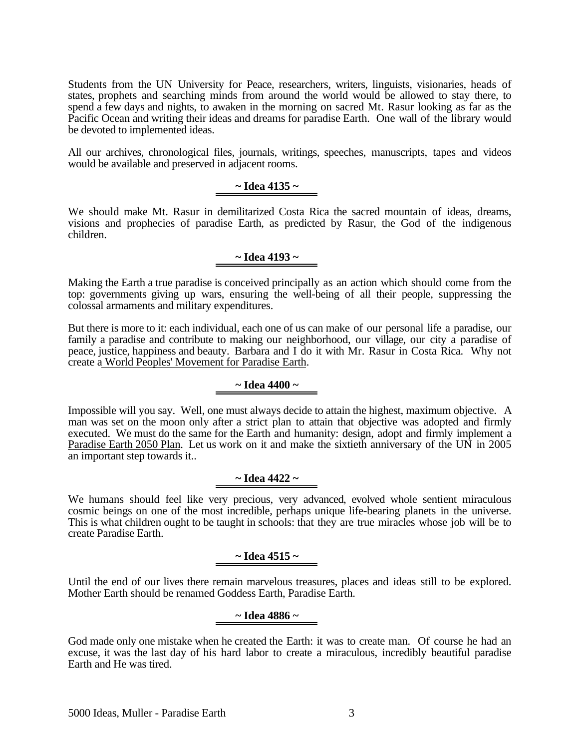Students from the UN University for Peace, researchers, writers, linguists, visionaries, heads of states, prophets and searching minds from around the world would be allowed to stay there, to spend a few days and nights, to awaken in the morning on sacred Mt. Rasur looking as far as the Pacific Ocean and writing their ideas and dreams for paradise Earth. One wall of the library would be devoted to implemented ideas.

All our archives, chronological files, journals, writings, speeches, manuscripts, tapes and videos would be available and preserved in adjacent rooms.

### ~ Idea 4135 ~

We should make Mt. Rasur in demilitarized Costa Rica the sacred mountain of ideas, dreams, visions and prophecies of paradise Earth, as predicted by Rasur, the God of the indigenous children.

### ~ Idea 4193 ~

Making the Earth a true paradise is conceived principally as an action which should come from the top: governments giving up wars, ensuring the well-being of all their people, suppressing the colossal armaments and military expenditures.

But there is more to it: each individual, each one of us can make of our personal life a paradise, our family a paradise and contribute to making our neighborhood, our village, our city a paradise of peace, justice, happiness and beauty. Barbara and I do it with Mr. Rasur in Costa Rica. Why not create a World Peoples' Movement for Paradise Earth.

### ~ Idea 4400 ~

Impossible will you say. Well, one must always decide to attain the highest, maximum objective. A man was set on the moon only after a strict plan to attain that objective was adopted and firmly executed. We must do the same for the Earth and humanity: design, adopt and firmly implement a Paradise Earth 2050 Plan. Let us work on it and make the sixtieth anniversary of the UN in 2005 an important step towards it..

### ~ Idea 4422 ~

We humans should feel like very precious, very advanced, evolved whole sentient miraculous cosmic beings on one of the most incredible, perhaps unique life-bearing planets in the universe. This is what children ought to be taught in schools: that they are true miracles whose job will be to create Paradise Earth.

### ~ Idea 4515 ~

Until the end of our lives there remain marvelous treasures, places and ideas still to be explored. Mother Earth should be renamed Goddess Earth, Paradise Earth.

### ~ Idea 4886 ~

God made only one mistake when he created the Earth: it was to create man. Of course he had an excuse, it was the last day of his hard labor to create a miraculous, incredibly beautiful paradise Earth and He was tired.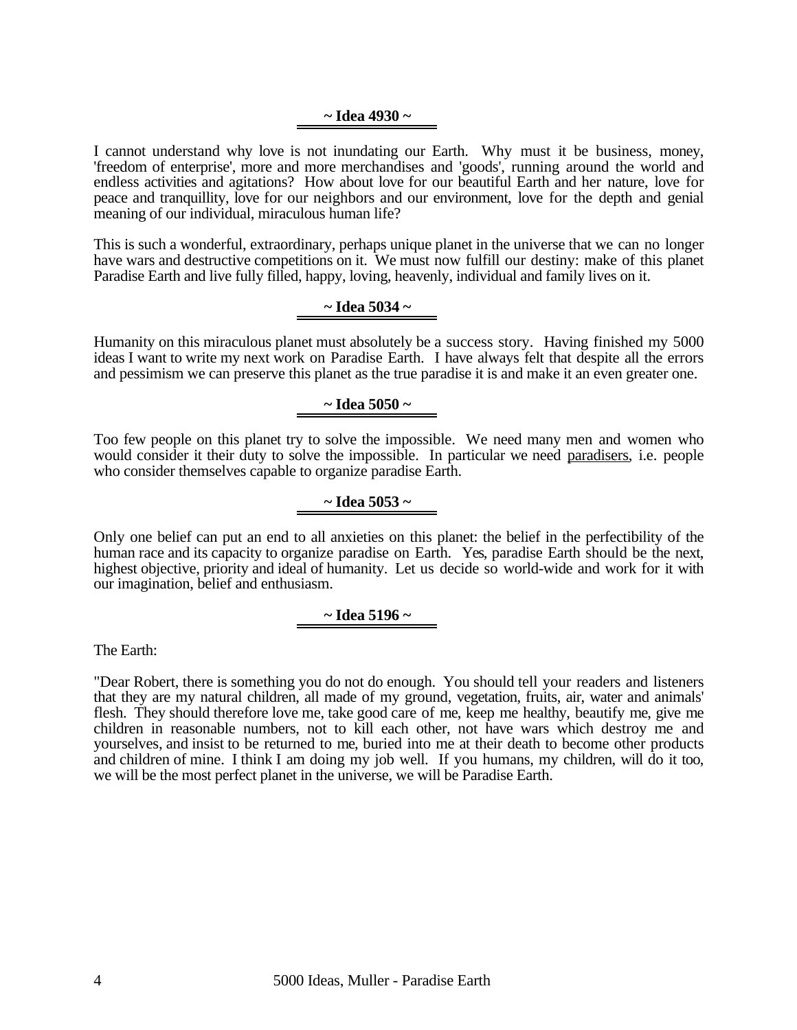### ~ Idea 4930 ~

I cannot understand why love is not inundating our Earth. Why must it be business, money, 'freedom of enterprise', more and more merchandises and 'goods', running around the world and endless activities and agitations? How about love for our beautiful Earth and her nature, love for peace and tranquillity, love for our neighbors and our environment, love for the depth and genial meaning of our individual, miraculous human life?

This is such a wonderful, extraordinary, perhaps unique planet in the universe that we can no longer have wars and destructive competitions on it. We must now fulfill our destiny: make of this planet Paradise Earth and live fully filled, happy, loving, heavenly, individual and family lives on it.

### ~ Idea 5034 ~

Humanity on this miraculous planet must absolutely be a success story. Having finished my 5000 ideas I want to write my next work on Paradise Earth. I have always felt that despite all the errors and pessimism we can preserve this planet as the true paradise it is and make it an even greater one.

### ~ Idea 5050 ~

Too few people on this planet try to solve the impossible. We need many men and women who would consider it their duty to solve the impossible. In particular we need paradisers, i.e. people who consider themselves capable to organize paradise Earth.

### ~ Idea 5053 ~

Only one belief can put an end to all anxieties on this planet: the belief in the perfectibility of the human race and its capacity to organize paradise on Earth. Yes, paradise Earth should be the next, highest objective, priority and ideal of humanity. Let us decide so world-wide and work for it with our imagination, belief and enthusiasm.

### ~ Idea 5196 ~

The Earth:

"Dear Robert, there is something you do not do enough. You should tell your readers and listeners that they are my natural children, all made of my ground, vegetation, fruits, air, water and animals' flesh. They should therefore love me, take good care of me, keep me healthy, beautify me, give me children in reasonable numbers, not to kill each other, not have wars which destroy me and yourselves, and insist to be returned to me, buried into me at their death to become other products and children of mine. I think I am doing my job well. If you humans, my children, will do it too, we will be the most perfect planet in the universe, we will be Paradise Earth.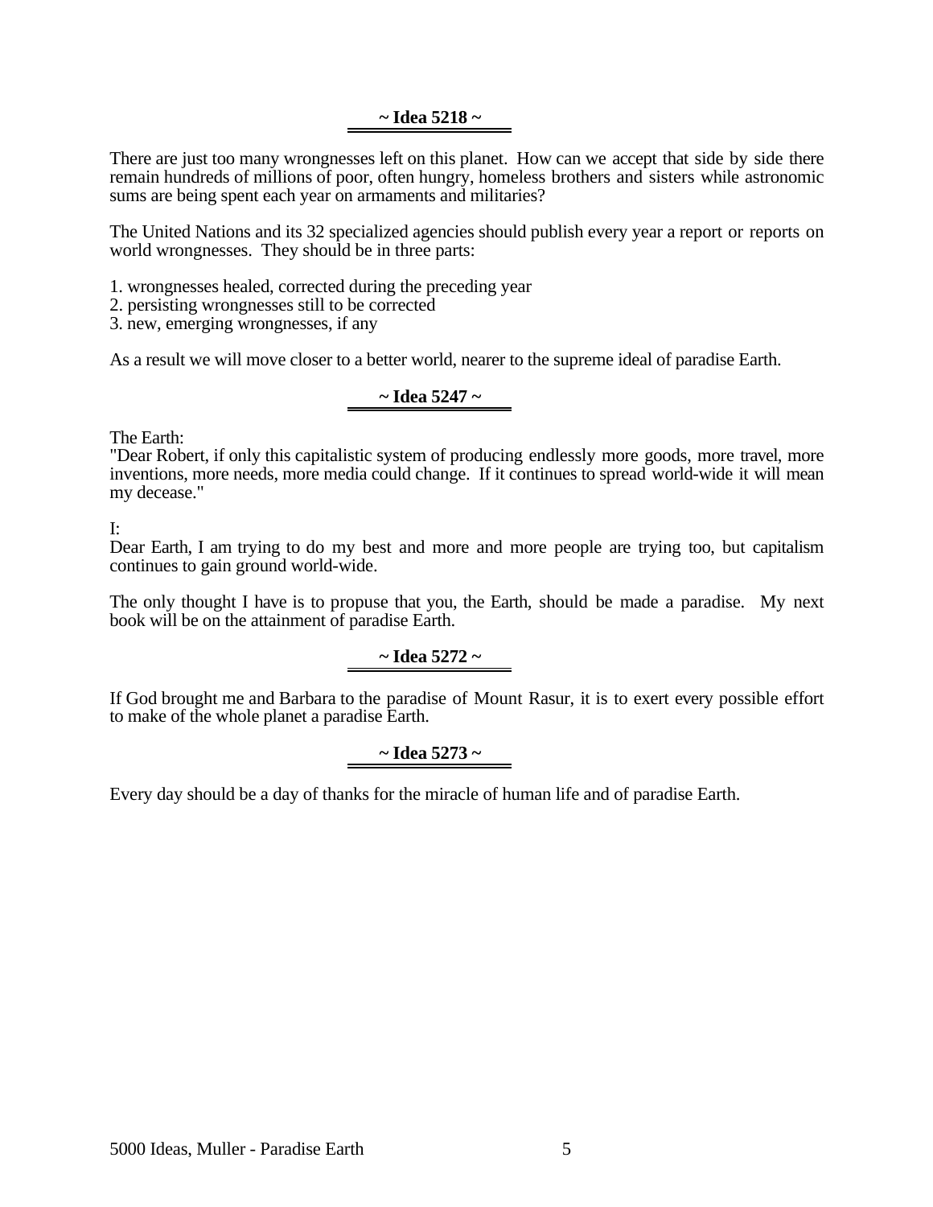## ~ Idea 5218 ~

There are just too many wrongnesses left on this planet. How can we accept that side by side there remain hundreds of millions of poor, often hungry, homeless brothers and sisters while astronomic sums are being spent each year on armaments and militaries?

The United Nations and its 32 specialized agencies should publish every year a report or reports on world wrongnesses. They should be in three parts:

1. wrongnesses healed, corrected during the preceding year
2. persisting wrongnesses still to be corrected
3. new, emerging wrongnesses, if any

As a result we will move closer to a better world, nearer to the supreme ideal of paradise Earth.

## ~ Idea 5247 ~

The Earth:
"Dear Robert, if only this capitalistic system of producing endlessly more goods, more travel, more inventions, more needs, more media could change. If it continues to spread world-wide it will mean my decease."

I:
Dear Earth, I am trying to do my best and more and more people are trying too, but capitalism continues to gain ground world-wide.

The only thought I have is to propuse that you, the Earth, should be made a paradise. My next book will be on the attainment of paradise Earth.

## ~ Idea 5272 ~

If God brought me and Barbara to the paradise of Mount Rasur, it is to exert every possible effort to make of the whole planet a paradise Earth.

## ~ Idea 5273 ~

Every day should be a day of thanks for the miracle of human life and of paradise Earth.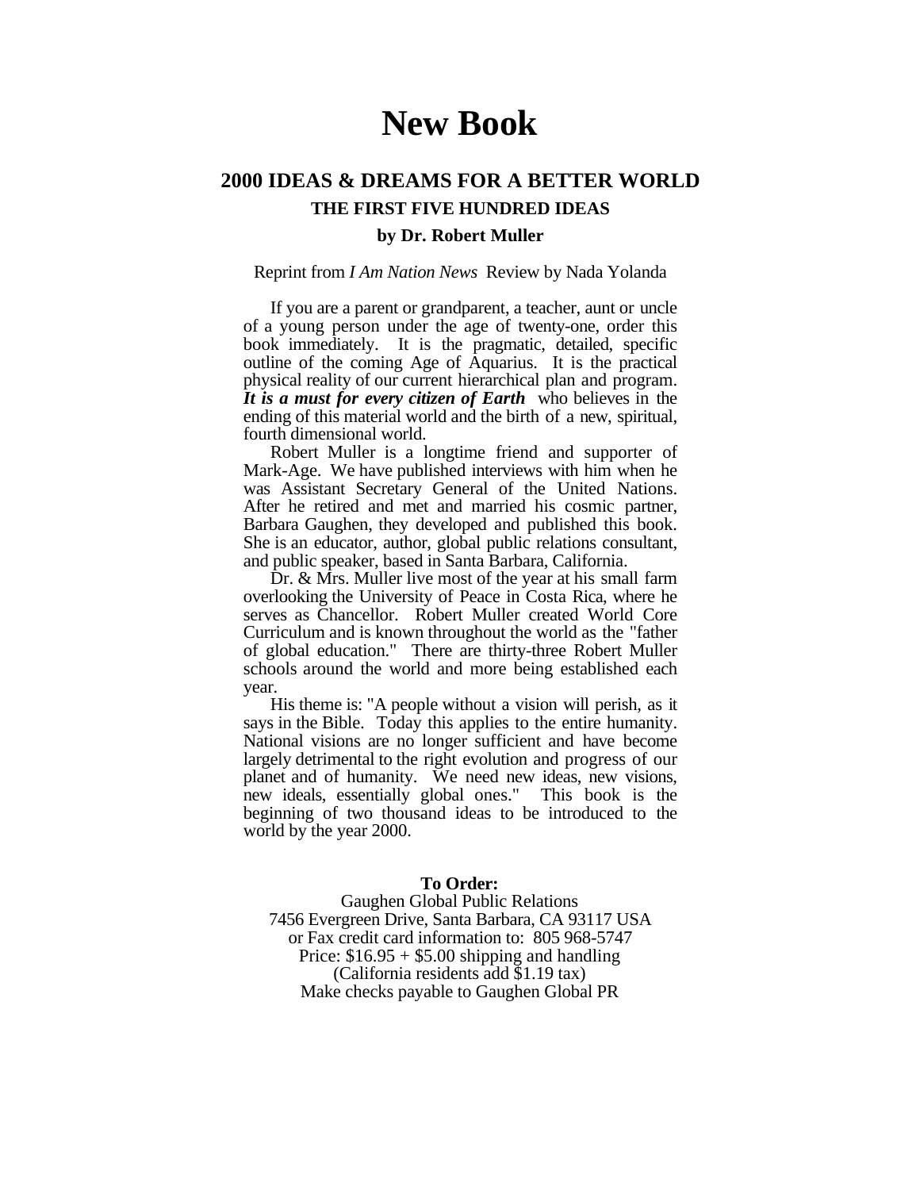# New Book

## 2000 IDEAS & DREAMS FOR A BETTER WORLD

### THE FIRST FIVE HUNDRED IDEAS

### by Dr. Robert Muller

Reprint from *I Am Nation News* Review by Nada Yolanda

If you are a parent or grandparent, a teacher, aunt or uncle of a young person under the age of twenty-one, order this book immediately. It is the pragmatic, detailed, specific outline of the coming Age of Aquarius. It is the practical physical reality of our current hierarchical plan and program. ***It is a must for every citizen of Earth*** who believes in the ending of this material world and the birth of a new, spiritual, fourth dimensional world.

Robert Muller is a longtime friend and supporter of Mark-Age. We have published interviews with him when he was Assistant Secretary General of the United Nations. After he retired and met and married his cosmic partner, Barbara Gaughen, they developed and published this book. She is an educator, author, global public relations consultant, and public speaker, based in Santa Barbara, California.

Dr. & Mrs. Muller live most of the year at his small farm overlooking the University of Peace in Costa Rica, where he serves as Chancellor. Robert Muller created World Core Curriculum and is known throughout the world as the "father of global education." There are thirty-three Robert Muller schools around the world and more being established each year.

His theme is: "A people without a vision will perish, as it says in the Bible. Today this applies to the entire humanity. National visions are no longer sufficient and have become largely detrimental to the right evolution and progress of our planet and of humanity. We need new ideas, new visions, new ideals, essentially global ones." This book is the beginning of two thousand ideas to be introduced to the world by the year 2000.

**To Order:**
Gaughen Global Public Relations
7456 Evergreen Drive, Santa Barbara, CA 93117 USA
or Fax credit card information to: 805 968-5747
Price: $16.95 + $5.00 shipping and handling
(California residents add $1.19 tax)
Make checks payable to Gaughen Global PR